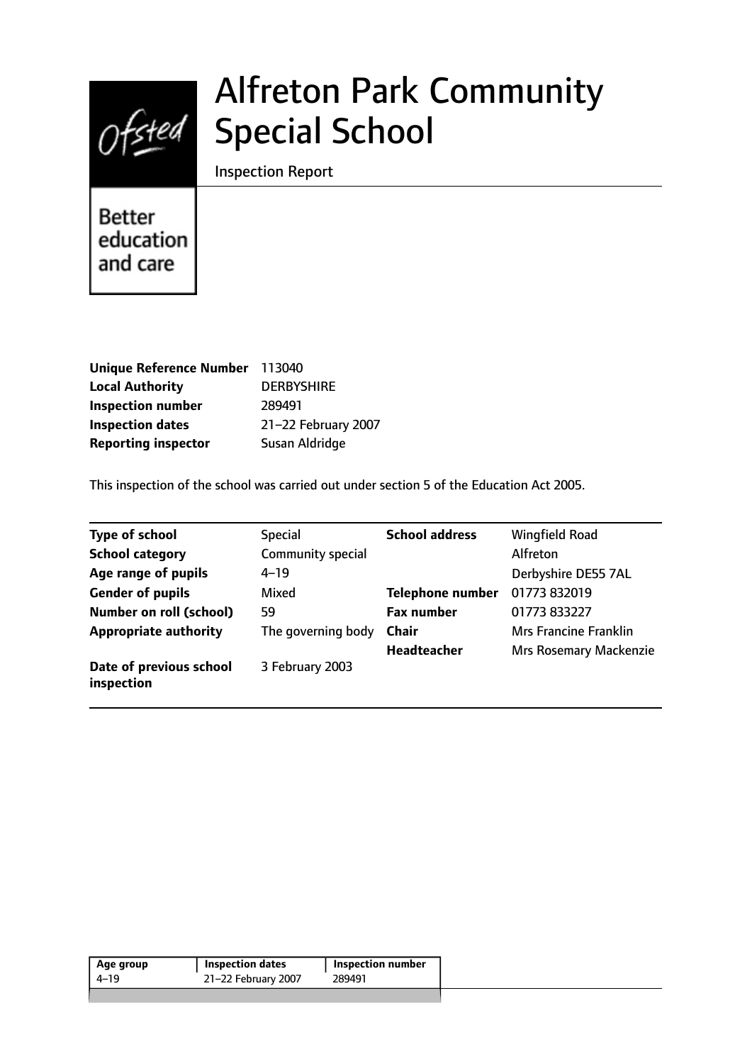# Alfreton Park Community Special School

Inspection Report

Better education and care

| | |
|---|---|
| **Unique Reference Number** | 113040 |
| **Local Authority** | DERBYSHIRE |
| **Inspection number** | 289491 |
| **Inspection dates** | 21–22 February 2007 |
| **Reporting inspector** | Susan Aldridge |

This inspection of the school was carried out under section 5 of the Education Act 2005.

| | | | |
|---|---|---|---|
| **Type of school** | Special | **School address** | Wingfield Road |
| **School category** | Community special | | Alfreton |
| **Age range of pupils** | 4–19 | | Derbyshire DE55 7AL |
| **Gender of pupils** | Mixed | **Telephone number** | 01773 832019 |
| **Number on roll (school)** | 59 | **Fax number** | 01773 833227 |
| **Appropriate authority** | The governing body | **Chair** | Mrs Francine Franklin |
| | | **Headteacher** | Mrs Rosemary Mackenzie |
| **Date of previous school inspection** | 3 February 2003 | | |

| Age group | Inspection dates | Inspection number |
|---|---|---|
| 4–19 | 21–22 February 2007 | 289491 |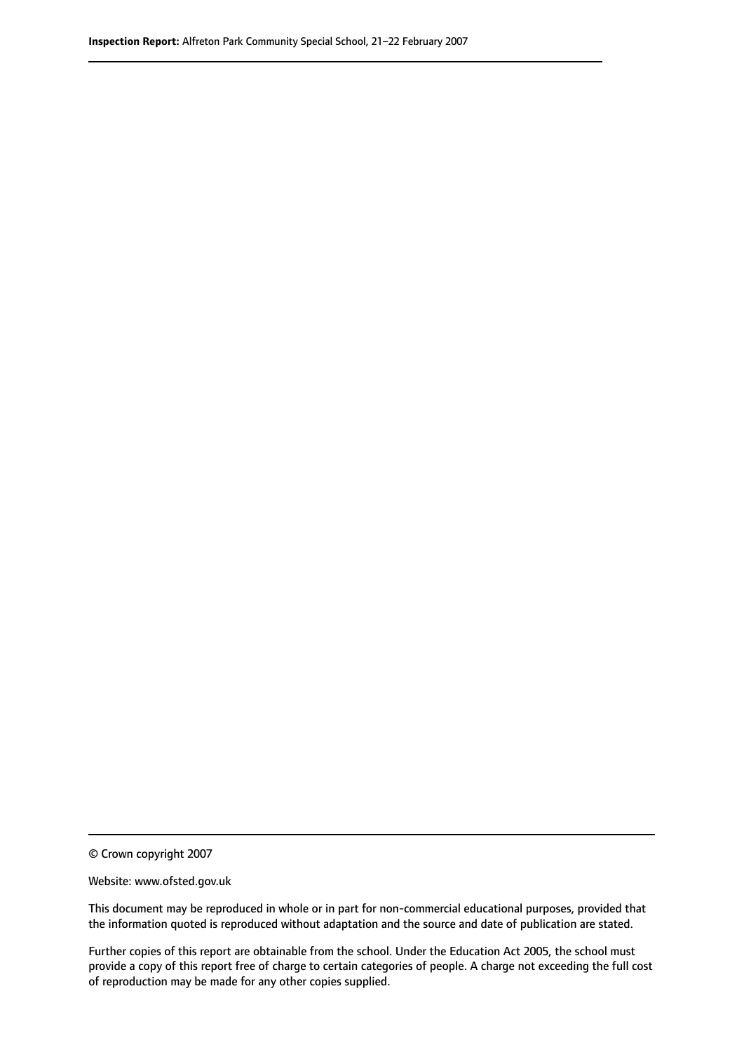© Crown copyright 2007

Website: www.ofsted.gov.uk

This document may be reproduced in whole or in part for non-commercial educational purposes, provided that the information quoted is reproduced without adaptation and the source and date of publication are stated.

Further copies of this report are obtainable from the school. Under the Education Act 2005, the school must provide a copy of this report free of charge to certain categories of people. A charge not exceeding the full cost of reproduction may be made for any other copies supplied.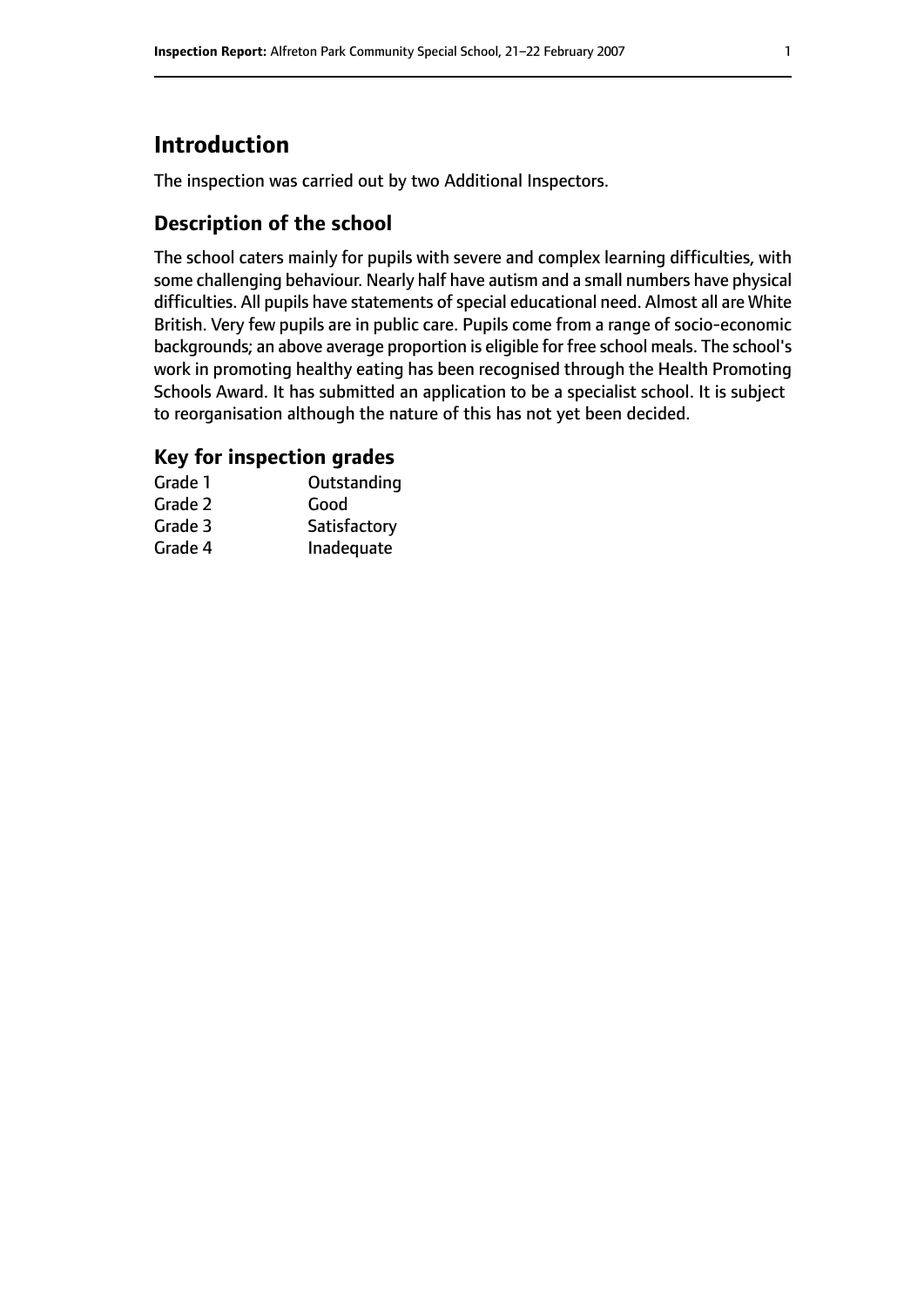# Introduction

The inspection was carried out by two Additional Inspectors.

## Description of the school

The school caters mainly for pupils with severe and complex learning difficulties, with some challenging behaviour. Nearly half have autism and a small numbers have physical difficulties. All pupils have statements of special educational need. Almost all are White British. Very few pupils are in public care. Pupils come from a range of socio-economic backgrounds; an above average proportion is eligible for free school meals. The school's work in promoting healthy eating has been recognised through the Health Promoting Schools Award. It has submitted an application to be a specialist school. It is subject to reorganisation although the nature of this has not yet been decided.

## Key for inspection grades

| | |
|---|---|
| Grade 1 | Outstanding |
| Grade 2 | Good |
| Grade 3 | Satisfactory |
| Grade 4 | Inadequate |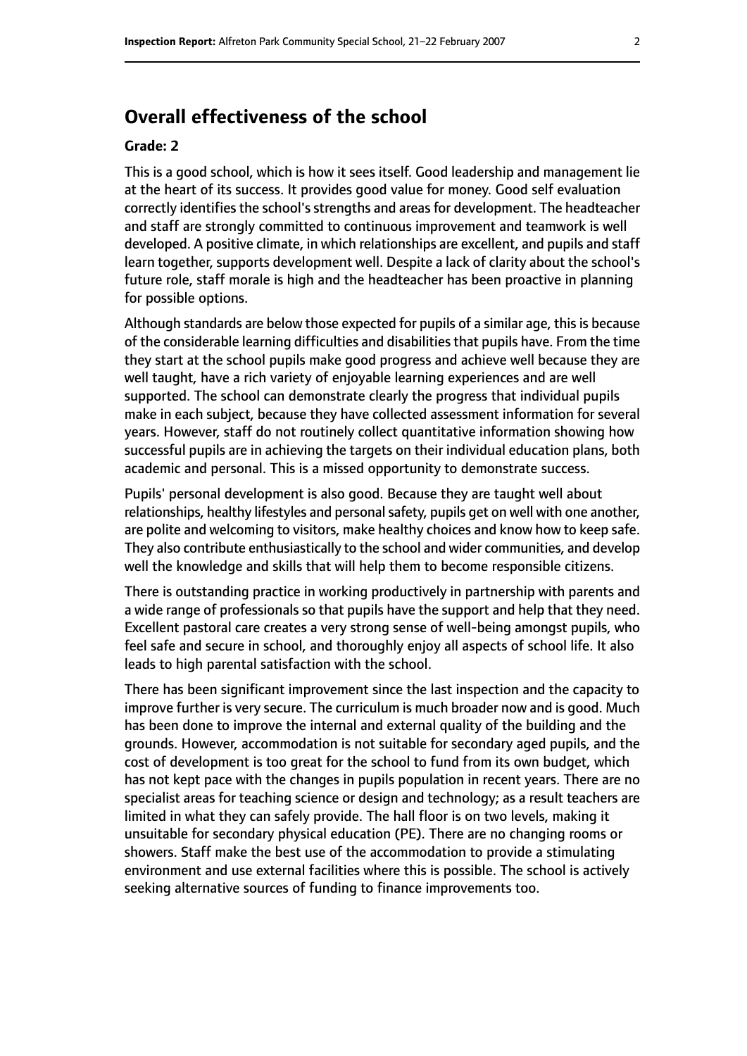## Overall effectiveness of the school

#### Grade: 2

This is a good school, which is how it sees itself. Good leadership and management lie at the heart of its success. It provides good value for money. Good self evaluation correctly identifies the school's strengths and areas for development. The headteacher and staff are strongly committed to continuous improvement and teamwork is well developed. A positive climate, in which relationships are excellent, and pupils and staff learn together, supports development well. Despite a lack of clarity about the school's future role, staff morale is high and the headteacher has been proactive in planning for possible options.

Although standards are below those expected for pupils of a similar age, this is because of the considerable learning difficulties and disabilities that pupils have. From the time they start at the school pupils make good progress and achieve well because they are well taught, have a rich variety of enjoyable learning experiences and are well supported. The school can demonstrate clearly the progress that individual pupils make in each subject, because they have collected assessment information for several years. However, staff do not routinely collect quantitative information showing how successful pupils are in achieving the targets on their individual education plans, both academic and personal. This is a missed opportunity to demonstrate success.

Pupils' personal development is also good. Because they are taught well about relationships, healthy lifestyles and personal safety, pupils get on well with one another, are polite and welcoming to visitors, make healthy choices and know how to keep safe. They also contribute enthusiastically to the school and wider communities, and develop well the knowledge and skills that will help them to become responsible citizens.

There is outstanding practice in working productively in partnership with parents and a wide range of professionals so that pupils have the support and help that they need. Excellent pastoral care creates a very strong sense of well-being amongst pupils, who feel safe and secure in school, and thoroughly enjoy all aspects of school life. It also leads to high parental satisfaction with the school.

There has been significant improvement since the last inspection and the capacity to improve further is very secure. The curriculum is much broader now and is good. Much has been done to improve the internal and external quality of the building and the grounds. However, accommodation is not suitable for secondary aged pupils, and the cost of development is too great for the school to fund from its own budget, which has not kept pace with the changes in pupils population in recent years. There are no specialist areas for teaching science or design and technology; as a result teachers are limited in what they can safely provide. The hall floor is on two levels, making it unsuitable for secondary physical education (PE). There are no changing rooms or showers. Staff make the best use of the accommodation to provide a stimulating environment and use external facilities where this is possible. The school is actively seeking alternative sources of funding to finance improvements too.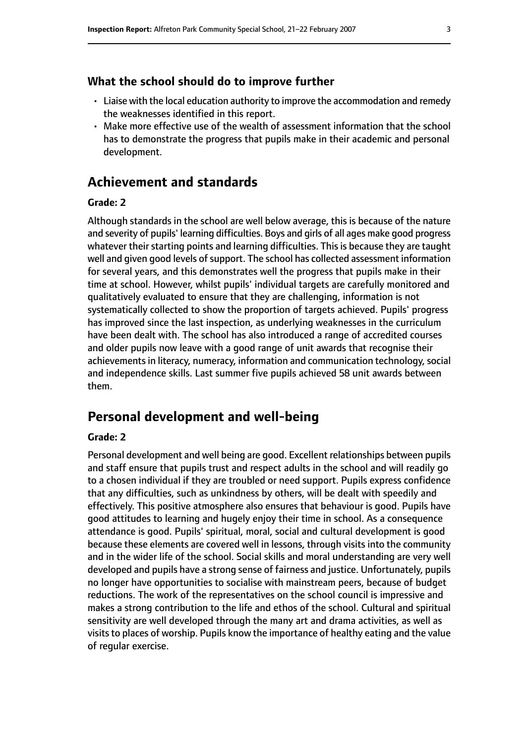### What the school should do to improve further

- Liaise with the local education authority to improve the accommodation and remedy the weaknesses identified in this report.
- Make more effective use of the wealth of assessment information that the school has to demonstrate the progress that pupils make in their academic and personal development.

## Achievement and standards

#### Grade: 2

Although standards in the school are well below average, this is because of the nature and severity of pupils' learning difficulties. Boys and girls of all ages make good progress whatever their starting points and learning difficulties. This is because they are taught well and given good levels of support. The school has collected assessment information for several years, and this demonstrates well the progress that pupils make in their time at school. However, whilst pupils' individual targets are carefully monitored and qualitatively evaluated to ensure that they are challenging, information is not systematically collected to show the proportion of targets achieved. Pupils' progress has improved since the last inspection, as underlying weaknesses in the curriculum have been dealt with. The school has also introduced a range of accredited courses and older pupils now leave with a good range of unit awards that recognise their achievements in literacy, numeracy, information and communication technology, social and independence skills. Last summer five pupils achieved 58 unit awards between them.

## Personal development and well-being

#### Grade: 2

Personal development and well being are good. Excellent relationships between pupils and staff ensure that pupils trust and respect adults in the school and will readily go to a chosen individual if they are troubled or need support. Pupils express confidence that any difficulties, such as unkindness by others, will be dealt with speedily and effectively. This positive atmosphere also ensures that behaviour is good. Pupils have good attitudes to learning and hugely enjoy their time in school. As a consequence attendance is good. Pupils' spiritual, moral, social and cultural development is good because these elements are covered well in lessons, through visits into the community and in the wider life of the school. Social skills and moral understanding are very well developed and pupils have a strong sense of fairness and justice. Unfortunately, pupils no longer have opportunities to socialise with mainstream peers, because of budget reductions. The work of the representatives on the school council is impressive and makes a strong contribution to the life and ethos of the school. Cultural and spiritual sensitivity are well developed through the many art and drama activities, as well as visits to places of worship. Pupils know the importance of healthy eating and the value of regular exercise.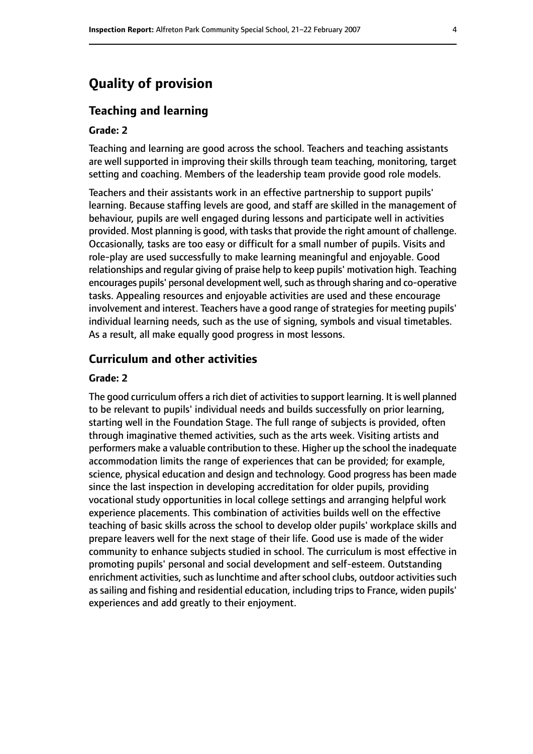# Quality of provision

## Teaching and learning

### Grade: 2

Teaching and learning are good across the school. Teachers and teaching assistants are well supported in improving their skills through team teaching, monitoring, target setting and coaching. Members of the leadership team provide good role models.

Teachers and their assistants work in an effective partnership to support pupils' learning. Because staffing levels are good, and staff are skilled in the management of behaviour, pupils are well engaged during lessons and participate well in activities provided. Most planning is good, with tasks that provide the right amount of challenge. Occasionally, tasks are too easy or difficult for a small number of pupils. Visits and role-play are used successfully to make learning meaningful and enjoyable. Good relationships and regular giving of praise help to keep pupils' motivation high. Teaching encourages pupils' personal development well, such as through sharing and co-operative tasks. Appealing resources and enjoyable activities are used and these encourage involvement and interest. Teachers have a good range of strategies for meeting pupils' individual learning needs, such as the use of signing, symbols and visual timetables. As a result, all make equally good progress in most lessons.

## Curriculum and other activities

### Grade: 2

The good curriculum offers a rich diet of activities to support learning. It is well planned to be relevant to pupils' individual needs and builds successfully on prior learning, starting well in the Foundation Stage. The full range of subjects is provided, often through imaginative themed activities, such as the arts week. Visiting artists and performers make a valuable contribution to these. Higher up the school the inadequate accommodation limits the range of experiences that can be provided; for example, science, physical education and design and technology. Good progress has been made since the last inspection in developing accreditation for older pupils, providing vocational study opportunities in local college settings and arranging helpful work experience placements. This combination of activities builds well on the effective teaching of basic skills across the school to develop older pupils' workplace skills and prepare leavers well for the next stage of their life. Good use is made of the wider community to enhance subjects studied in school. The curriculum is most effective in promoting pupils' personal and social development and self-esteem. Outstanding enrichment activities, such as lunchtime and after school clubs, outdoor activities such as sailing and fishing and residential education, including trips to France, widen pupils' experiences and add greatly to their enjoyment.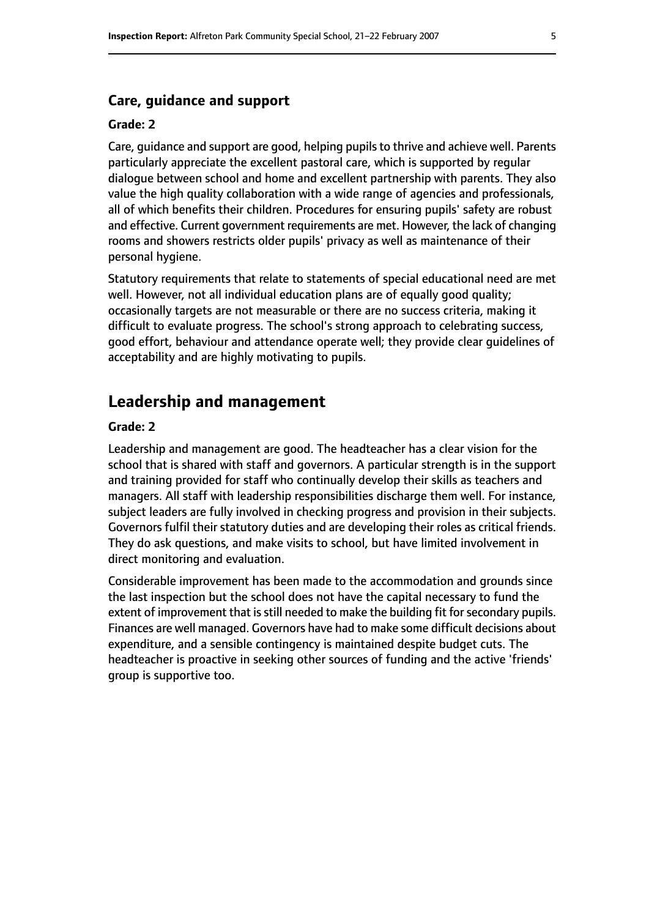### Care, guidance and support

#### Grade: 2

Care, guidance and support are good, helping pupils to thrive and achieve well. Parents particularly appreciate the excellent pastoral care, which is supported by regular dialogue between school and home and excellent partnership with parents. They also value the high quality collaboration with a wide range of agencies and professionals, all of which benefits their children. Procedures for ensuring pupils' safety are robust and effective. Current government requirements are met. However, the lack of changing rooms and showers restricts older pupils' privacy as well as maintenance of their personal hygiene.

Statutory requirements that relate to statements of special educational need are met well. However, not all individual education plans are of equally good quality; occasionally targets are not measurable or there are no success criteria, making it difficult to evaluate progress. The school's strong approach to celebrating success, good effort, behaviour and attendance operate well; they provide clear guidelines of acceptability and are highly motivating to pupils.

## Leadership and management

#### Grade: 2

Leadership and management are good. The headteacher has a clear vision for the school that is shared with staff and governors. A particular strength is in the support and training provided for staff who continually develop their skills as teachers and managers. All staff with leadership responsibilities discharge them well. For instance, subject leaders are fully involved in checking progress and provision in their subjects. Governors fulfil their statutory duties and are developing their roles as critical friends. They do ask questions, and make visits to school, but have limited involvement in direct monitoring and evaluation.

Considerable improvement has been made to the accommodation and grounds since the last inspection but the school does not have the capital necessary to fund the extent of improvement that is still needed to make the building fit for secondary pupils. Finances are well managed. Governors have had to make some difficult decisions about expenditure, and a sensible contingency is maintained despite budget cuts. The headteacher is proactive in seeking other sources of funding and the active 'friends' group is supportive too.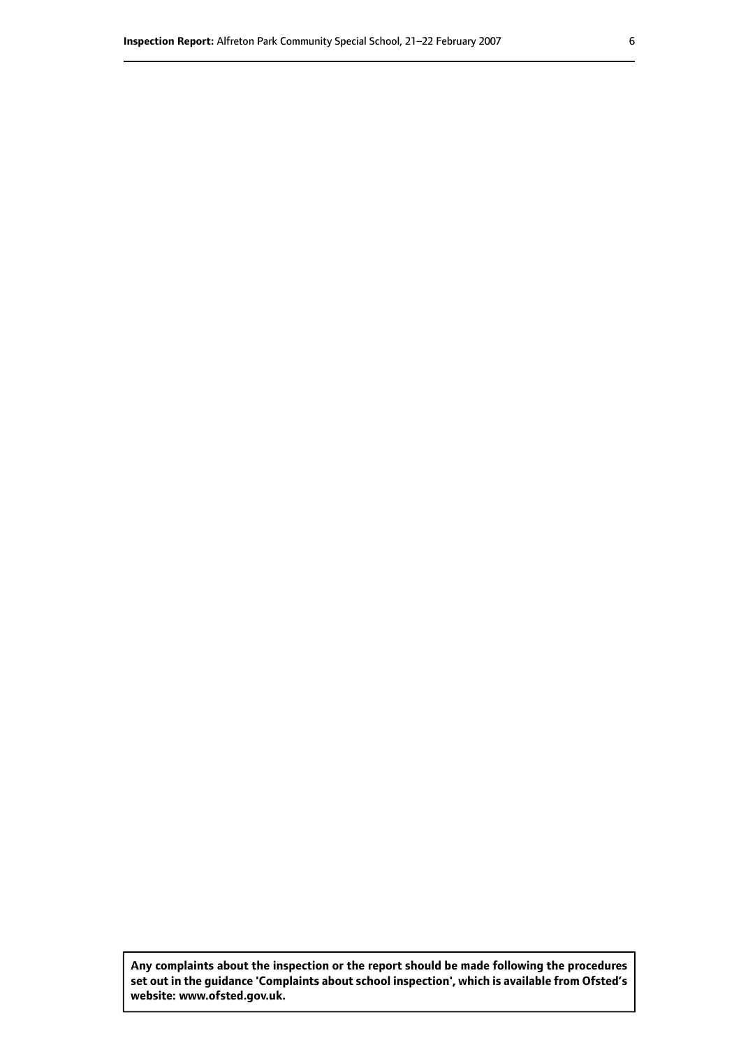**Any complaints about the inspection or the report should be made following the procedures set out in the guidance 'Complaints about school inspection', which is available from Ofsted's website: www.ofsted.gov.uk.**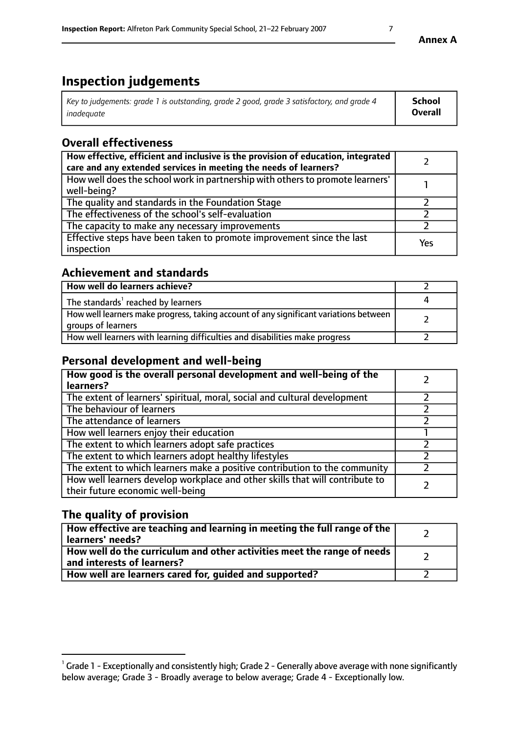**Annex A**

# Inspection judgements

| *Key to judgements: grade 1 is outstanding, grade 2 good, grade 3 satisfactory, and grade 4 inadequate* | **School Overall** |
|---|---|

## Overall effectiveness

| | |
|---|---|
| **How effective, efficient and inclusive is the provision of education, integrated care and any extended services in meeting the needs of learners?** | 2 |
| How well does the school work in partnership with others to promote learners' well-being? | 1 |
| The quality and standards in the Foundation Stage | 2 |
| The effectiveness of the school's self-evaluation | 2 |
| The capacity to make any necessary improvements | 2 |
| Effective steps have been taken to promote improvement since the last inspection | Yes |

## Achievement and standards

| | |
|---|---|
| **How well do learners achieve?** | 2 |
| The standards[1] reached by learners | 4 |
| How well learners make progress, taking account of any significant variations between groups of learners | 2 |
| How well learners with learning difficulties and disabilities make progress | 2 |

## Personal development and well-being

| | |
|---|---|
| **How good is the overall personal development and well-being of the learners?** | 2 |
| The extent of learners' spiritual, moral, social and cultural development | 2 |
| The behaviour of learners | 2 |
| The attendance of learners | 2 |
| How well learners enjoy their education | 1 |
| The extent to which learners adopt safe practices | 2 |
| The extent to which learners adopt healthy lifestyles | 2 |
| The extent to which learners make a positive contribution to the community | 2 |
| How well learners develop workplace and other skills that will contribute to their future economic well-being | 2 |

## The quality of provision

| | |
|---|---|
| **How effective are teaching and learning in meeting the full range of the learners' needs?** | 2 |
| **How well do the curriculum and other activities meet the range of needs and interests of learners?** | 2 |
| **How well are learners cared for, guided and supported?** | 2 |

[1] Grade 1 - Exceptionally and consistently high; Grade 2 - Generally above average with none significantly below average; Grade 3 - Broadly average to below average; Grade 4 - Exceptionally low.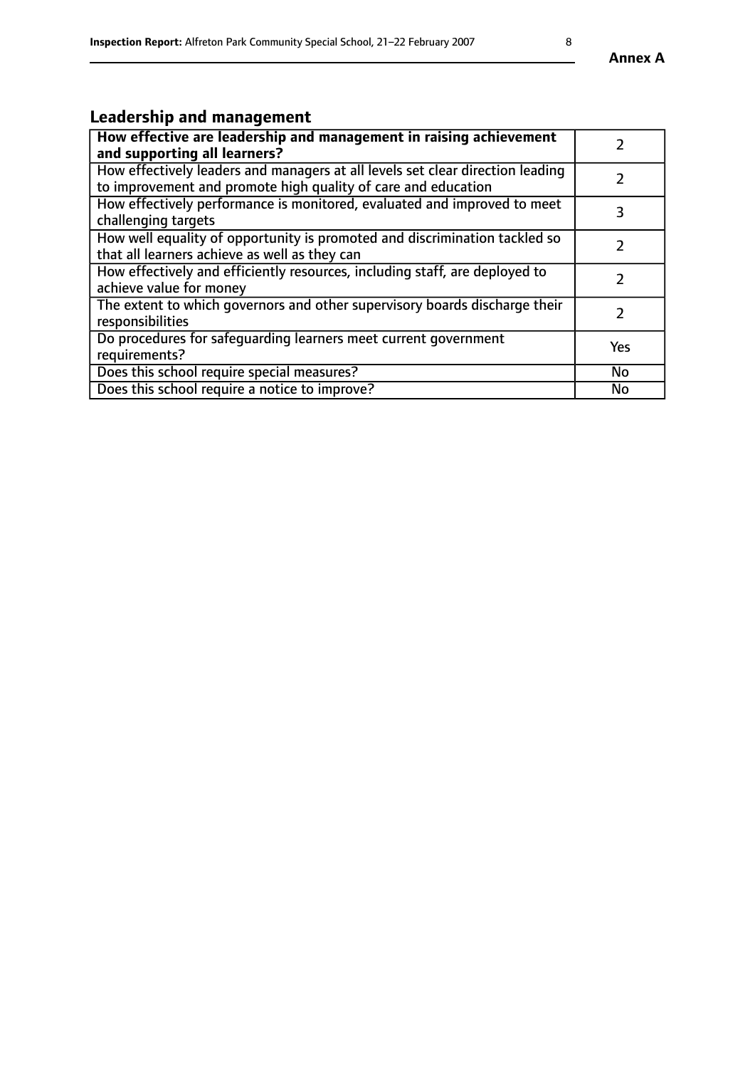## Leadership and management

| | |
|---|---|
| **How effective are leadership and management in raising achievement and supporting all learners?** | 2 |
| How effectively leaders and managers at all levels set clear direction leading to improvement and promote high quality of care and education | 2 |
| How effectively performance is monitored, evaluated and improved to meet challenging targets | 3 |
| How well equality of opportunity is promoted and discrimination tackled so that all learners achieve as well as they can | 2 |
| How effectively and efficiently resources, including staff, are deployed to achieve value for money | 2 |
| The extent to which governors and other supervisory boards discharge their responsibilities | 2 |
| Do procedures for safeguarding learners meet current government requirements? | Yes |
| Does this school require special measures? | No |
| Does this school require a notice to improve? | No |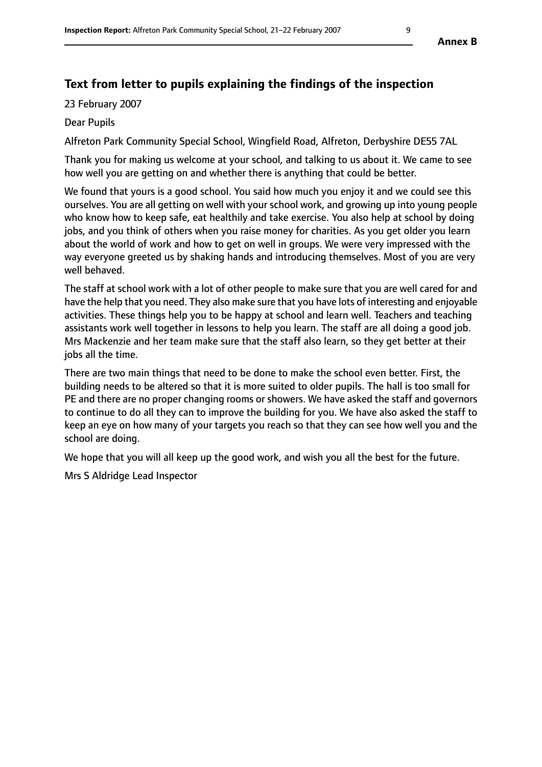## Text from letter to pupils explaining the findings of the inspection

23 February 2007

Dear Pupils

Alfreton Park Community Special School, Wingfield Road, Alfreton, Derbyshire DE55 7AL

Thank you for making us welcome at your school, and talking to us about it. We came to see how well you are getting on and whether there is anything that could be better.

We found that yours is a good school. You said how much you enjoy it and we could see this ourselves. You are all getting on well with your school work, and growing up into young people who know how to keep safe, eat healthily and take exercise. You also help at school by doing jobs, and you think of others when you raise money for charities. As you get older you learn about the world of work and how to get on well in groups. We were very impressed with the way everyone greeted us by shaking hands and introducing themselves. Most of you are very well behaved.

The staff at school work with a lot of other people to make sure that you are well cared for and have the help that you need. They also make sure that you have lots of interesting and enjoyable activities. These things help you to be happy at school and learn well. Teachers and teaching assistants work well together in lessons to help you learn. The staff are all doing a good job. Mrs Mackenzie and her team make sure that the staff also learn, so they get better at their jobs all the time.

There are two main things that need to be done to make the school even better. First, the building needs to be altered so that it is more suited to older pupils. The hall is too small for PE and there are no proper changing rooms or showers. We have asked the staff and governors to continue to do all they can to improve the building for you. We have also asked the staff to keep an eye on how many of your targets you reach so that they can see how well you and the school are doing.

We hope that you will all keep up the good work, and wish you all the best for the future.

Mrs S Aldridge Lead Inspector